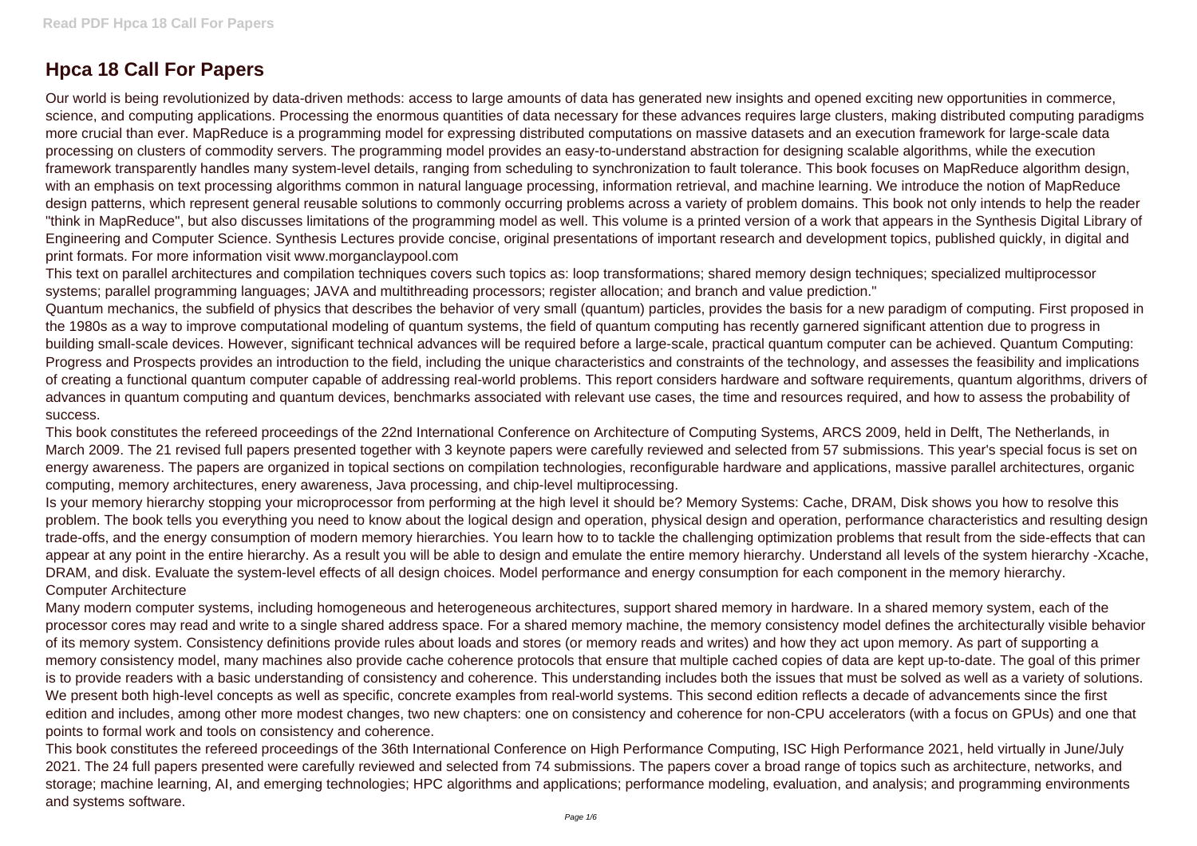# Hpca 18 Call For Papers

Our world is being revolutionized by data-driven methods: access to large amounts of data has generated new insights and opened exciting new opportunities in commerce, science, and computing applications. Processing the enormous quantities of data necessary for these advances requires large clusters, making distributed computing paradigms more crucial than ever. MapReduce is a programming model for expressing distributed computations on massive datasets and an execution framework for large-scale data processing on clusters of commodity servers. The programming model provides an easy-to-understand abstraction for designing scalable algorithms, while the execution framework transparently handles many system-level details, ranging from scheduling to synchronization to fault tolerance. This book focuses on MapReduce algorithm design, with an emphasis on text processing algorithms common in natural language processing, information retrieval, and machine learning. We introduce the notion of MapReduce design patterns, which represent general reusable solutions to commonly occurring problems across a variety of problem domains. This book not only intends to help the reader "think in MapReduce", but also discusses limitations of the programming model as well. This volume is a printed version of a work that appears in the Synthesis Digital Library of Engineering and Computer Science. Synthesis Lectures provide concise, original presentations of important research and development topics, published quickly, in digital and print formats. For more information visit www.morganclaypool.com

This text on parallel architectures and compilation techniques covers such topics as: loop transformations; shared memory design techniques; specialized multiprocessor systems; parallel programming languages; JAVA and multithreading processors; register allocation; and branch and value prediction."

Quantum mechanics, the subfield of physics that describes the behavior of very small (quantum) particles, provides the basis for a new paradigm of computing. First proposed in the 1980s as a way to improve computational modeling of quantum systems, the field of quantum computing has recently garnered significant attention due to progress in building small-scale devices. However, significant technical advances will be required before a large-scale, practical quantum computer can be achieved. Quantum Computing: Progress and Prospects provides an introduction to the field, including the unique characteristics and constraints of the technology, and assesses the feasibility and implications of creating a functional quantum computer capable of addressing real-world problems. This report considers hardware and software requirements, quantum algorithms, drivers of advances in quantum computing and quantum devices, benchmarks associated with relevant use cases, the time and resources required, and how to assess the probability of success.

This book constitutes the refereed proceedings of the 22nd International Conference on Architecture of Computing Systems, ARCS 2009, held in Delft, The Netherlands, in March 2009. The 21 revised full papers presented together with 3 keynote papers were carefully reviewed and selected from 57 submissions. This year's special focus is set on energy awareness. The papers are organized in topical sections on compilation technologies, reconfigurable hardware and applications, massive parallel architectures, organic computing, memory architectures, enery awareness, Java processing, and chip-level multiprocessing.

Is your memory hierarchy stopping your microprocessor from performing at the high level it should be? Memory Systems: Cache, DRAM, Disk shows you how to resolve this problem. The book tells you everything you need to know about the logical design and operation, physical design and operation, performance characteristics and resulting design trade-offs, and the energy consumption of modern memory hierarchies. You learn how to to tackle the challenging optimization problems that result from the side-effects that can appear at any point in the entire hierarchy. As a result you will be able to design and emulate the entire memory hierarchy. Understand all levels of the system hierarchy -Xcache, DRAM, and disk. Evaluate the system-level effects of all design choices. Model performance and energy consumption for each component in the memory hierarchy.

Computer Architecture

Many modern computer systems, including homogeneous and heterogeneous architectures, support shared memory in hardware. In a shared memory system, each of the processor cores may read and write to a single shared address space. For a shared memory machine, the memory consistency model defines the architecturally visible behavior of its memory system. Consistency definitions provide rules about loads and stores (or memory reads and writes) and how they act upon memory. As part of supporting a memory consistency model, many machines also provide cache coherence protocols that ensure that multiple cached copies of data are kept up-to-date. The goal of this primer is to provide readers with a basic understanding of consistency and coherence. This understanding includes both the issues that must be solved as well as a variety of solutions. We present both high-level concepts as well as specific, concrete examples from real-world systems. This second edition reflects a decade of advancements since the first edition and includes, among other more modest changes, two new chapters: one on consistency and coherence for non-CPU accelerators (with a focus on GPUs) and one that points to formal work and tools on consistency and coherence.

This book constitutes the refereed proceedings of the 36th International Conference on High Performance Computing, ISC High Performance 2021, held virtually in June/July 2021. The 24 full papers presented were carefully reviewed and selected from 74 submissions. The papers cover a broad range of topics such as architecture, networks, and storage; machine learning, AI, and emerging technologies; HPC algorithms and applications; performance modeling, evaluation, and analysis; and programming environments and systems software.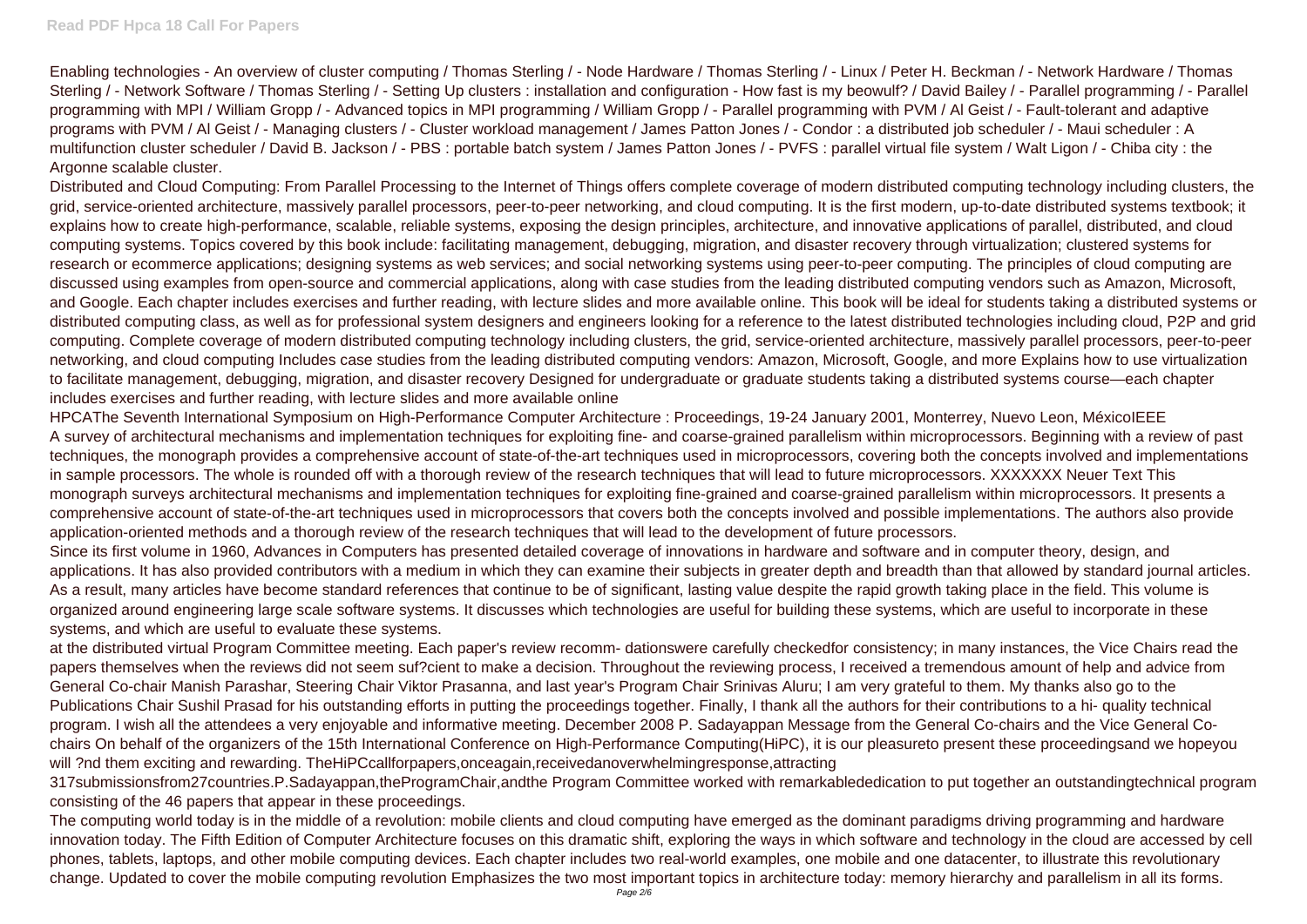Enabling technologies - An overview of cluster computing / Thomas Sterling / - Node Hardware / Thomas Sterling / - Linux / Peter H. Beckman / - Network Hardware / Thomas Sterling / - Network Software / Thomas Sterling / - Setting Up clusters : installation and configuration - How fast is my beowulf? / David Bailey / - Parallel programming / - Parallel programming with MPI / William Gropp / - Advanced topics in MPI programming / William Gropp / - Parallel programming with PVM / Al Geist / - Fault-tolerant and adaptive programs with PVM / Al Geist / - Managing clusters / - Cluster workload management / James Patton Jones / - Condor : a distributed job scheduler / - Maui scheduler : A multifunction cluster scheduler / David B. Jackson / - PBS : portable batch system / James Patton Jones / - PVFS : parallel virtual file system / Walt Ligon / - Chiba city : the Argonne scalable cluster.

Distributed and Cloud Computing: From Parallel Processing to the Internet of Things offers complete coverage of modern distributed computing technology including clusters, the grid, service-oriented architecture, massively parallel processors, peer-to-peer networking, and cloud computing. It is the first modern, up-to-date distributed systems textbook; it explains how to create high-performance, scalable, reliable systems, exposing the design principles, architecture, and innovative applications of parallel, distributed, and cloud computing systems. Topics covered by this book include: facilitating management, debugging, migration, and disaster recovery through virtualization; clustered systems for research or ecommerce applications; designing systems as web services; and social networking systems using peer-to-peer computing. The principles of cloud computing are discussed using examples from open-source and commercial applications, along with case studies from the leading distributed computing vendors such as Amazon, Microsoft, and Google. Each chapter includes exercises and further reading, with lecture slides and more available online. This book will be ideal for students taking a distributed systems or distributed computing class, as well as for professional system designers and engineers looking for a reference to the latest distributed technologies including cloud, P2P and grid computing. Complete coverage of modern distributed computing technology including clusters, the grid, service-oriented architecture, massively parallel processors, peer-to-peer networking, and cloud computing Includes case studies from the leading distributed computing vendors: Amazon, Microsoft, Google, and more Explains how to use virtualization to facilitate management, debugging, migration, and disaster recovery Designed for undergraduate or graduate students taking a distributed systems course—each chapter includes exercises and further reading, with lecture slides and more available online

HPCAThe Seventh International Symposium on High-Performance Computer Architecture : Proceedings, 19-24 January 2001, Monterrey, Nuevo Leon, MéxicoIEEE

A survey of architectural mechanisms and implementation techniques for exploiting fine- and coarse-grained parallelism within microprocessors. Beginning with a review of past techniques, the monograph provides a comprehensive account of state-of-the-art techniques used in microprocessors, covering both the concepts involved and implementations in sample processors. The whole is rounded off with a thorough review of the research techniques that will lead to future microprocessors. XXXXXXX Neuer Text This monograph surveys architectural mechanisms and implementation techniques for exploiting fine-grained and coarse-grained parallelism within microprocessors. It presents a comprehensive account of state-of-the-art techniques used in microprocessors that covers both the concepts involved and possible implementations. The authors also provide application-oriented methods and a thorough review of the research techniques that will lead to the development of future processors.

Since its first volume in 1960, Advances in Computers has presented detailed coverage of innovations in hardware and software and in computer theory, design, and applications. It has also provided contributors with a medium in which they can examine their subjects in greater depth and breadth than that allowed by standard journal articles. As a result, many articles have become standard references that continue to be of significant, lasting value despite the rapid growth taking place in the field. This volume is organized around engineering large scale software systems. It discusses which technologies are useful for building these systems, which are useful to incorporate in these systems, and which are useful to evaluate these systems.

at the distributed virtual Program Committee meeting. Each paper's review recomm- dationswere carefully checkedfor consistency; in many instances, the Vice Chairs read the papers themselves when the reviews did not seem suf?cient to make a decision. Throughout the reviewing process, I received a tremendous amount of help and advice from General Co-chair Manish Parashar, Steering Chair Viktor Prasanna, and last year's Program Chair Srinivas Aluru; I am very grateful to them. My thanks also go to the Publications Chair Sushil Prasad for his outstanding efforts in putting the proceedings together. Finally, I thank all the authors for their contributions to a hi- quality technical program. I wish all the attendees a very enjoyable and informative meeting. December 2008 P. Sadayappan Message from the General Co-chairs and the Vice General Co-chairs On behalf of the organizers of the 15th International Conference on High-Performance Computing(HiPC), it is our pleasureto present these proceedingsand we hopeyou will ?nd them exciting and rewarding. TheHiPCcallforpapers,onceagain,receivedanoverwhelmingresponse,attracting 317submissionsfrom27countries.P.Sadayappan,theProgramChair,andthe Program Committee worked with remarkablededication to put together an outstandingtechnical program consisting of the 46 papers that appear in these proceedings.

The computing world today is in the middle of a revolution: mobile clients and cloud computing have emerged as the dominant paradigms driving programming and hardware innovation today. The Fifth Edition of Computer Architecture focuses on this dramatic shift, exploring the ways in which software and technology in the cloud are accessed by cell phones, tablets, laptops, and other mobile computing devices. Each chapter includes two real-world examples, one mobile and one datacenter, to illustrate this revolutionary change. Updated to cover the mobile computing revolution Emphasizes the two most important topics in architecture today: memory hierarchy and parallelism in all its forms.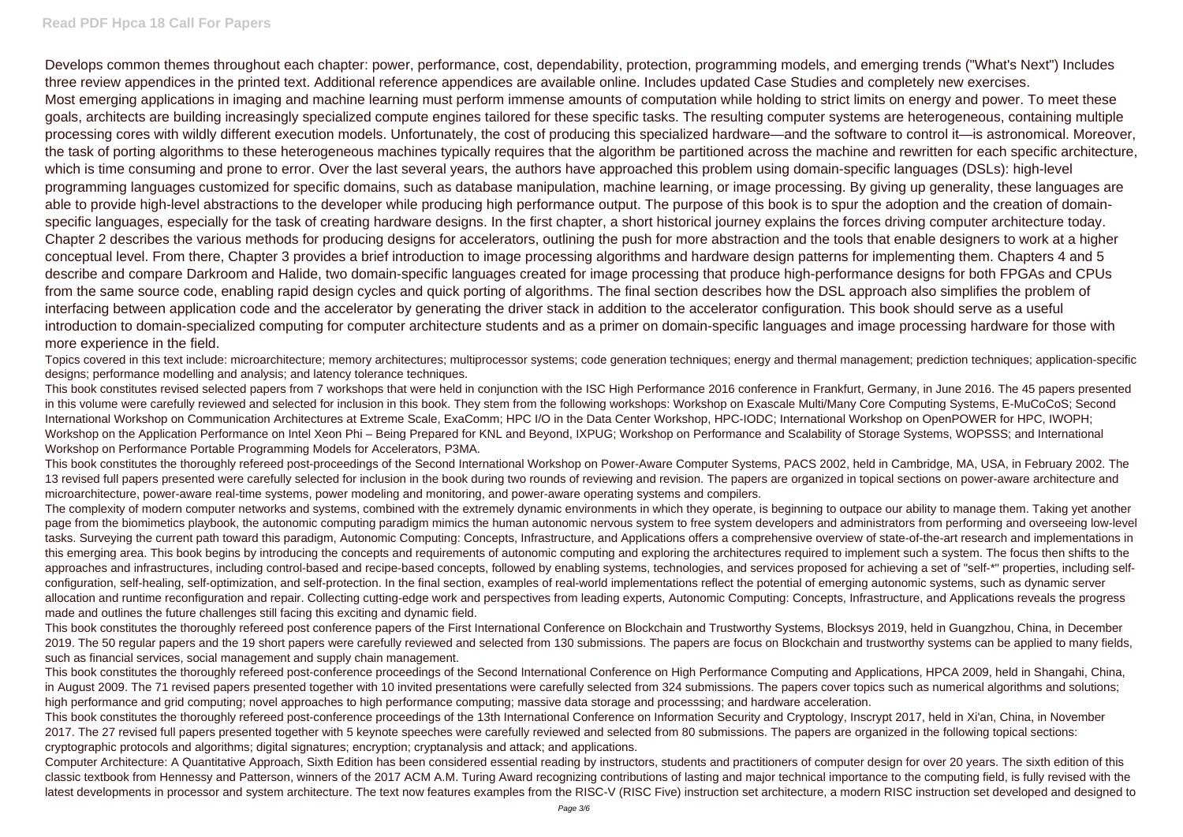Develops common themes throughout each chapter: power, performance, cost, dependability, protection, programming models, and emerging trends ("What's Next") Includes three review appendices in the printed text. Additional reference appendices are available online. Includes updated Case Studies and completely new exercises.

Most emerging applications in imaging and machine learning must perform immense amounts of computation while holding to strict limits on energy and power. To meet these goals, architects are building increasingly specialized compute engines tailored for these specific tasks. The resulting computer systems are heterogeneous, containing multiple processing cores with wildly different execution models. Unfortunately, the cost of producing this specialized hardware—and the software to control it—is astronomical. Moreover, the task of porting algorithms to these heterogeneous machines typically requires that the algorithm be partitioned across the machine and rewritten for each specific architecture, which is time consuming and prone to error. Over the last several years, the authors have approached this problem using domain-specific languages (DSLs): high-level programming languages customized for specific domains, such as database manipulation, machine learning, or image processing. By giving up generality, these languages are able to provide high-level abstractions to the developer while producing high performance output. The purpose of this book is to spur the adoption and the creation of domain-specific languages, especially for the task of creating hardware designs. In the first chapter, a short historical journey explains the forces driving computer architecture today. Chapter 2 describes the various methods for producing designs for accelerators, outlining the push for more abstraction and the tools that enable designers to work at a higher conceptual level. From there, Chapter 3 provides a brief introduction to image processing algorithms and hardware design patterns for implementing them. Chapters 4 and 5 describe and compare Darkroom and Halide, two domain-specific languages created for image processing that produce high-performance designs for both FPGAs and CPUs from the same source code, enabling rapid design cycles and quick porting of algorithms. The final section describes how the DSL approach also simplifies the problem of interfacing between application code and the accelerator by generating the driver stack in addition to the accelerator configuration. This book should serve as a useful introduction to domain-specialized computing for computer architecture students and as a primer on domain-specific languages and image processing hardware for those with more experience in the field.

Topics covered in this text include: microarchitecture; memory architectures; multiprocessor systems; code generation techniques; energy and thermal management; prediction techniques; application-specific designs; performance modelling and analysis; and latency tolerance techniques.

This book constitutes revised selected papers from 7 workshops that were held in conjunction with the ISC High Performance 2016 conference in Frankfurt, Germany, in June 2016. The 45 papers presented in this volume were carefully reviewed and selected for inclusion in this book. They stem from the following workshops: Workshop on Exascale Multi/Many Core Computing Systems, E-MuCoCoS; Second International Workshop on Communication Architectures at Extreme Scale, ExaComm; HPC I/O in the Data Center Workshop, HPC-IODC; International Workshop on OpenPOWER for HPC, IWOPH; Workshop on the Application Performance on Intel Xeon Phi – Being Prepared for KNL and Beyond, IXPUG; Workshop on Performance and Scalability of Storage Systems, WOPSSS; and International Workshop on Performance Portable Programming Models for Accelerators, P3MA.

This book constitutes the thoroughly refereed post-proceedings of the Second International Workshop on Power-Aware Computer Systems, PACS 2002, held in Cambridge, MA, USA, in February 2002. The 13 revised full papers presented were carefully selected for inclusion in the book during two rounds of reviewing and revision. The papers are organized in topical sections on power-aware architecture and microarchitecture, power-aware real-time systems, power modeling and monitoring, and power-aware operating systems and compilers.

The complexity of modern computer networks and systems, combined with the extremely dynamic environments in which they operate, is beginning to outpace our ability to manage them. Taking yet another page from the biomimetics playbook, the autonomic computing paradigm mimics the human autonomic nervous system to free system developers and administrators from performing and overseeing low-level tasks. Surveying the current path toward this paradigm, Autonomic Computing: Concepts, Infrastructure, and Applications offers a comprehensive overview of state-of-the-art research and implementations in this emerging area. This book begins by introducing the concepts and requirements of autonomic computing and exploring the architectures required to implement such a system. The focus then shifts to the approaches and infrastructures, including control-based and recipe-based concepts, followed by enabling systems, technologies, and services proposed for achieving a set of "self-*" properties, including self-configuration, self-healing, self-optimization, and self-protection. In the final section, examples of real-world implementations reflect the potential of emerging autonomic systems, such as dynamic server allocation and runtime reconfiguration and repair. Collecting cutting-edge work and perspectives from leading experts, Autonomic Computing: Concepts, Infrastructure, and Applications reveals the progress made and outlines the future challenges still facing this exciting and dynamic field.

This book constitutes the thoroughly refereed post conference papers of the First International Conference on Blockchain and Trustworthy Systems, Blocksys 2019, held in Guangzhou, China, in December 2019. The 50 regular papers and the 19 short papers were carefully reviewed and selected from 130 submissions. The papers are focus on Blockchain and trustworthy systems can be applied to many fields, such as financial services, social management and supply chain management.

This book constitutes the thoroughly refereed post-conference proceedings of the Second International Conference on High Performance Computing and Applications, HPCA 2009, held in Shangai, China, in August 2009. The 71 revised papers presented together with 10 invited presentations were carefully selected from 324 submissions. The papers cover topics such as numerical algorithms and solutions; high performance and grid computing; novel approaches to high performance computing; massive data storage and processsing; and hardware acceleration.

This book constitutes the thoroughly refereed post-conference proceedings of the 13th International Conference on Information Security and Cryptology, Inscrypt 2017, held in Xi'an, China, in November 2017. The 27 revised full papers presented together with 5 keynote speeches were carefully reviewed and selected from 80 submissions. The papers are organized in the following topical sections: cryptographic protocols and algorithms; digital signatures; encryption; cryptanalysis and attack; and applications.

Computer Architecture: A Quantitative Approach, Sixth Edition has been considered essential reading by instructors, students and practitioners of computer design for over 20 years. The sixth edition of this classic textbook from Hennessy and Patterson, winners of the 2017 ACM A.M. Turing Award recognizing contributions of lasting and major technical importance to the computing field, is fully revised with the latest developments in processor and system architecture. The text now features examples from the RISC-V (RISC Five) instruction set architecture, a modern RISC instruction set developed and designed to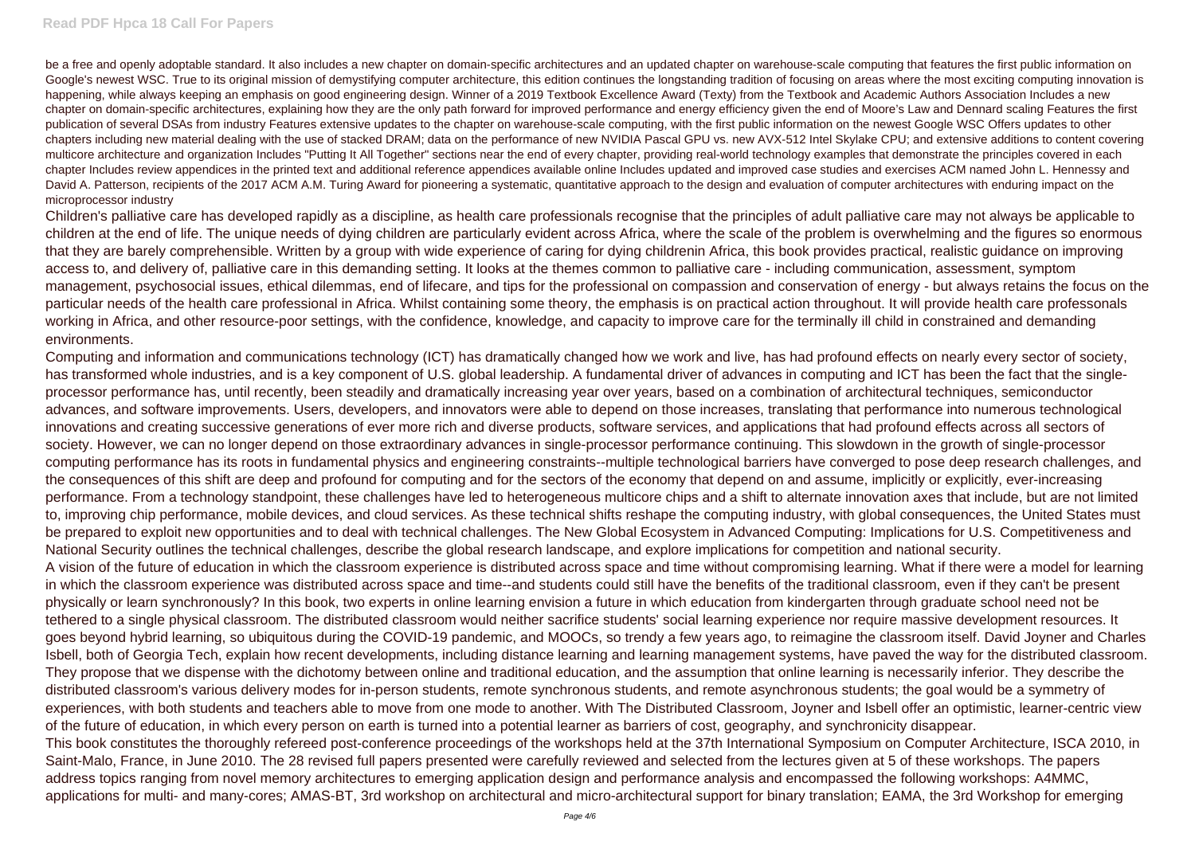be a free and openly adoptable standard. It also includes a new chapter on domain-specific architectures and an updated chapter on warehouse-scale computing that features the first public information on Google's newest WSC. True to its original mission of demystifying computer architecture, this edition continues the longstanding tradition of focusing on areas where the most exciting computing innovation is happening, while always keeping an emphasis on good engineering design. Winner of a 2019 Textbook Excellence Award (Texty) from the Textbook and Academic Authors Association Includes a new chapter on domain-specific architectures, explaining how they are the only path forward for improved performance and energy efficiency given the end of Moore's Law and Dennard scaling Features the first publication of several DSAs from industry Features extensive updates to the chapter on warehouse-scale computing, with the first public information on the newest Google WSC Offers updates to other chapters including new material dealing with the use of stacked DRAM; data on the performance of new NVIDIA Pascal GPU vs. new AVX-512 Intel Skylake CPU; and extensive additions to content covering multicore architecture and organization Includes "Putting It All Together" sections near the end of every chapter, providing real-world technology examples that demonstrate the principles covered in each chapter Includes review appendices in the printed text and additional reference appendices available online Includes updated and improved case studies and exercises ACM named John L. Hennessy and David A. Patterson, recipients of the 2017 ACM A.M. Turing Award for pioneering a systematic, quantitative approach to the design and evaluation of computer architectures with enduring impact on the microprocessor industry

Children's palliative care has developed rapidly as a discipline, as health care professionals recognise that the principles of adult palliative care may not always be applicable to children at the end of life. The unique needs of dying children are particularly evident across Africa, where the scale of the problem is overwhelming and the figures so enormous that they are barely comprehensible. Written by a group with wide experience of caring for dying childrenin Africa, this book provides practical, realistic guidance on improving access to, and delivery of, palliative care in this demanding setting. It looks at the themes common to palliative care - including communication, assessment, symptom management, psychosocial issues, ethical dilemmas, end of lifecare, and tips for the professional on compassion and conservation of energy - but always retains the focus on the particular needs of the health care professional in Africa. Whilst containing some theory, the emphasis is on practical action throughout. It will provide health care professonals working in Africa, and other resource-poor settings, with the confidence, knowledge, and capacity to improve care for the terminally ill child in constrained and demanding environments.

Computing and information and communications technology (ICT) has dramatically changed how we work and live, has had profound effects on nearly every sector of society, has transformed whole industries, and is a key component of U.S. global leadership. A fundamental driver of advances in computing and ICT has been the fact that the single-processor performance has, until recently, been steadily and dramatically increasing year over years, based on a combination of architectural techniques, semiconductor advances, and software improvements. Users, developers, and innovators were able to depend on those increases, translating that performance into numerous technological innovations and creating successive generations of ever more rich and diverse products, software services, and applications that had profound effects across all sectors of society. However, we can no longer depend on those extraordinary advances in single-processor performance continuing. This slowdown in the growth of single-processor computing performance has its roots in fundamental physics and engineering constraints--multiple technological barriers have converged to pose deep research challenges, and the consequences of this shift are deep and profound for computing and for the sectors of the economy that depend on and assume, implicitly or explicitly, ever-increasing performance. From a technology standpoint, these challenges have led to heterogeneous multicore chips and a shift to alternate innovation axes that include, but are not limited to, improving chip performance, mobile devices, and cloud services. As these technical shifts reshape the computing industry, with global consequences, the United States must be prepared to exploit new opportunities and to deal with technical challenges. The New Global Ecosystem in Advanced Computing: Implications for U.S. Competitiveness and National Security outlines the technical challenges, describe the global research landscape, and explore implications for competition and national security.

A vision of the future of education in which the classroom experience is distributed across space and time without compromising learning. What if there were a model for learning in which the classroom experience was distributed across space and time--and students could still have the benefits of the traditional classroom, even if they can't be present physically or learn synchronously? In this book, two experts in online learning envision a future in which education from kindergarten through graduate school need not be tethered to a single physical classroom. The distributed classroom would neither sacrifice students' social learning experience nor require massive development resources. It goes beyond hybrid learning, so ubiquitous during the COVID-19 pandemic, and MOOCs, so trendy a few years ago, to reimagine the classroom itself. David Joyner and Charles Isbell, both of Georgia Tech, explain how recent developments, including distance learning and learning management systems, have paved the way for the distributed classroom. They propose that we dispense with the dichotomy between online and traditional education, and the assumption that online learning is necessarily inferior. They describe the distributed classroom's various delivery modes for in-person students, remote synchronous students, and remote asynchronous students; the goal would be a symmetry of experiences, with both students and teachers able to move from one mode to another. With The Distributed Classroom, Joyner and Isbell offer an optimistic, learner-centric view of the future of education, in which every person on earth is turned into a potential learner as barriers of cost, geography, and synchronicity disappear.

This book constitutes the thoroughly refereed post-conference proceedings of the workshops held at the 37th International Symposium on Computer Architecture, ISCA 2010, in Saint-Malo, France, in June 2010. The 28 revised full papers presented were carefully reviewed and selected from the lectures given at 5 of these workshops. The papers address topics ranging from novel memory architectures to emerging application design and performance analysis and encompassed the following workshops: A4MMC, applications for multi- and many-cores; AMAS-BT, 3rd workshop on architectural and micro-architectural support for binary translation; EAMA, the 3rd Workshop for emerging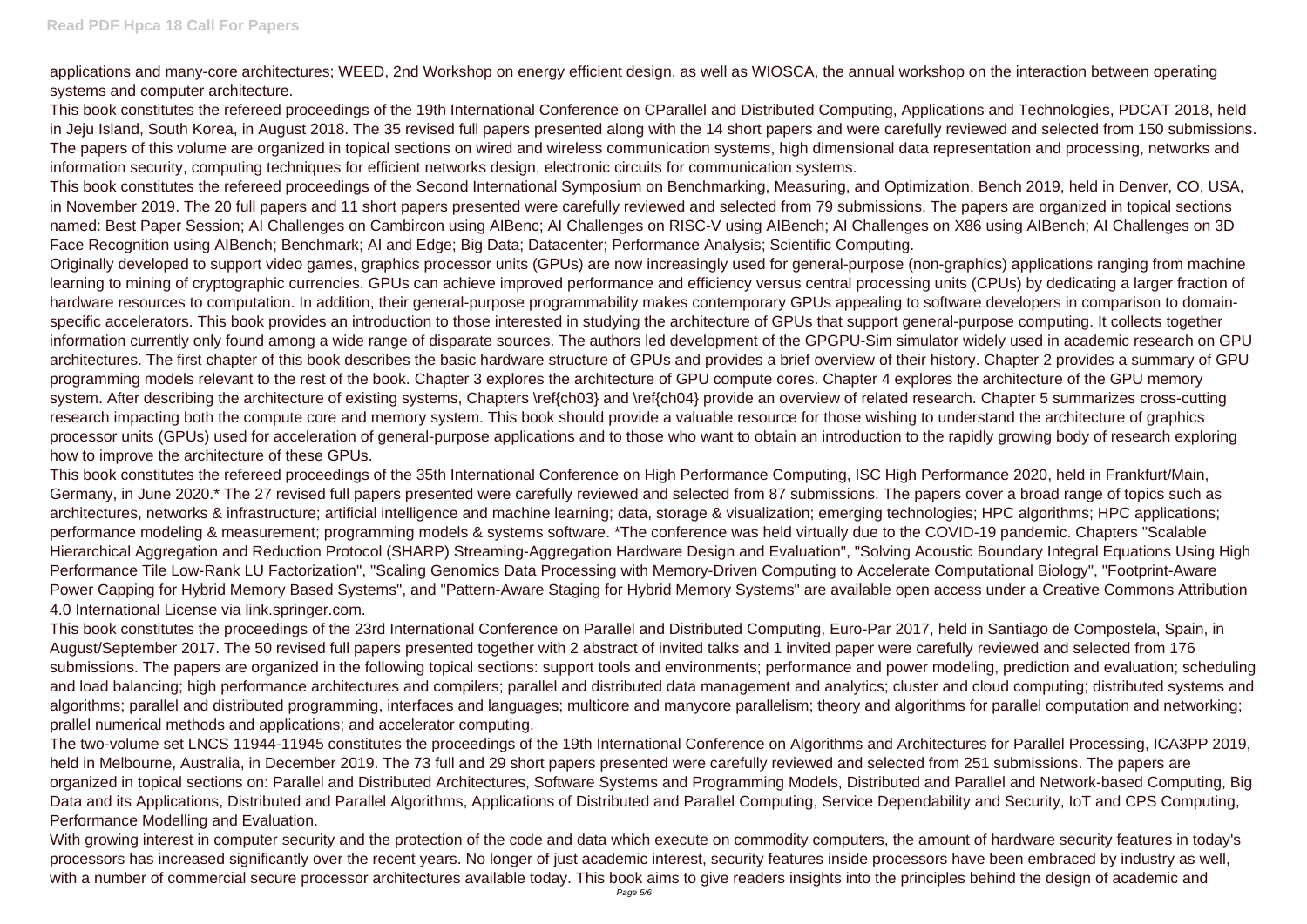applications and many-core architectures; WEED, 2nd Workshop on energy efficient design, as well as WIOSCA, the annual workshop on the interaction between operating systems and computer architecture.

This book constitutes the refereed proceedings of the 19th International Conference on CParallel and Distributed Computing, Applications and Technologies, PDCAT 2018, held in Jeju Island, South Korea, in August 2018. The 35 revised full papers presented along with the 14 short papers and were carefully reviewed and selected from 150 submissions. The papers of this volume are organized in topical sections on wired and wireless communication systems, high dimensional data representation and processing, networks and information security, computing techniques for efficient networks design, electronic circuits for communication systems.

This book constitutes the refereed proceedings of the Second International Symposium on Benchmarking, Measuring, and Optimization, Bench 2019, held in Denver, CO, USA, in November 2019. The 20 full papers and 11 short papers presented were carefully reviewed and selected from 79 submissions. The papers are organized in topical sections named: Best Paper Session; AI Challenges on Cambircon using AIBenc; AI Challenges on RISC-V using AIBench; AI Challenges on X86 using AIBench; AI Challenges on 3D Face Recognition using AIBench; Benchmark; AI and Edge; Big Data; Datacenter; Performance Analysis; Scientific Computing.

Originally developed to support video games, graphics processor units (GPUs) are now increasingly used for general-purpose (non-graphics) applications ranging from machine learning to mining of cryptographic currencies. GPUs can achieve improved performance and efficiency versus central processing units (CPUs) by dedicating a larger fraction of hardware resources to computation. In addition, their general-purpose programmability makes contemporary GPUs appealing to software developers in comparison to domain-specific accelerators. This book provides an introduction to those interested in studying the architecture of GPUs that support general-purpose computing. It collects together information currently only found among a wide range of disparate sources. The authors led development of the GPGPU-Sim simulator widely used in academic research on GPU architectures. The first chapter of this book describes the basic hardware structure of GPUs and provides a brief overview of their history. Chapter 2 provides a summary of GPU programming models relevant to the rest of the book. Chapter 3 explores the architecture of GPU compute cores. Chapter 4 explores the architecture of the GPU memory system. After describing the architecture of existing systems, Chapters \ref{ch03} and \ref{ch04} provide an overview of related research. Chapter 5 summarizes cross-cutting research impacting both the compute core and memory system. This book should provide a valuable resource for those wishing to understand the architecture of graphics processor units (GPUs) used for acceleration of general-purpose applications and to those who want to obtain an introduction to the rapidly growing body of research exploring how to improve the architecture of these GPUs.

This book constitutes the refereed proceedings of the 35th International Conference on High Performance Computing, ISC High Performance 2020, held in Frankfurt/Main, Germany, in June 2020.* The 27 revised full papers presented were carefully reviewed and selected from 87 submissions. The papers cover a broad range of topics such as architectures, networks & infrastructure; artificial intelligence and machine learning; data, storage & visualization; emerging technologies; HPC algorithms; HPC applications; performance modeling & measurement; programming models & systems software. *The conference was held virtually due to the COVID-19 pandemic. Chapters "Scalable Hierarchical Aggregation and Reduction Protocol (SHARP) Streaming-Aggregation Hardware Design and Evaluation", "Solving Acoustic Boundary Integral Equations Using High Performance Tile Low-Rank LU Factorization", "Scaling Genomics Data Processing with Memory-Driven Computing to Accelerate Computational Biology", "Footprint-Aware Power Capping for Hybrid Memory Based Systems", and "Pattern-Aware Staging for Hybrid Memory Systems" are available open access under a Creative Commons Attribution 4.0 International License via link.springer.com.

This book constitutes the proceedings of the 23rd International Conference on Parallel and Distributed Computing, Euro-Par 2017, held in Santiago de Compostela, Spain, in August/September 2017. The 50 revised full papers presented together with 2 abstract of invited talks and 1 invited paper were carefully reviewed and selected from 176 submissions. The papers are organized in the following topical sections: support tools and environments; performance and power modeling, prediction and evaluation; scheduling and load balancing; high performance architectures and compilers; parallel and distributed data management and analytics; cluster and cloud computing; distributed systems and algorithms; parallel and distributed programming, interfaces and languages; multicore and manycore parallelism; theory and algorithms for parallel computation and networking; prallel numerical methods and applications; and accelerator computing.

The two-volume set LNCS 11944-11945 constitutes the proceedings of the 19th International Conference on Algorithms and Architectures for Parallel Processing, ICA3PP 2019, held in Melbourne, Australia, in December 2019. The 73 full and 29 short papers presented were carefully reviewed and selected from 251 submissions. The papers are organized in topical sections on: Parallel and Distributed Architectures, Software Systems and Programming Models, Distributed and Parallel and Network-based Computing, Big Data and its Applications, Distributed and Parallel Algorithms, Applications of Distributed and Parallel Computing, Service Dependability and Security, IoT and CPS Computing, Performance Modelling and Evaluation.

With growing interest in computer security and the protection of the code and data which execute on commodity computers, the amount of hardware security features in today's processors has increased significantly over the recent years. No longer of just academic interest, security features inside processors have been embraced by industry as well, with a number of commercial secure processor architectures available today. This book aims to give readers insights into the principles behind the design of academic and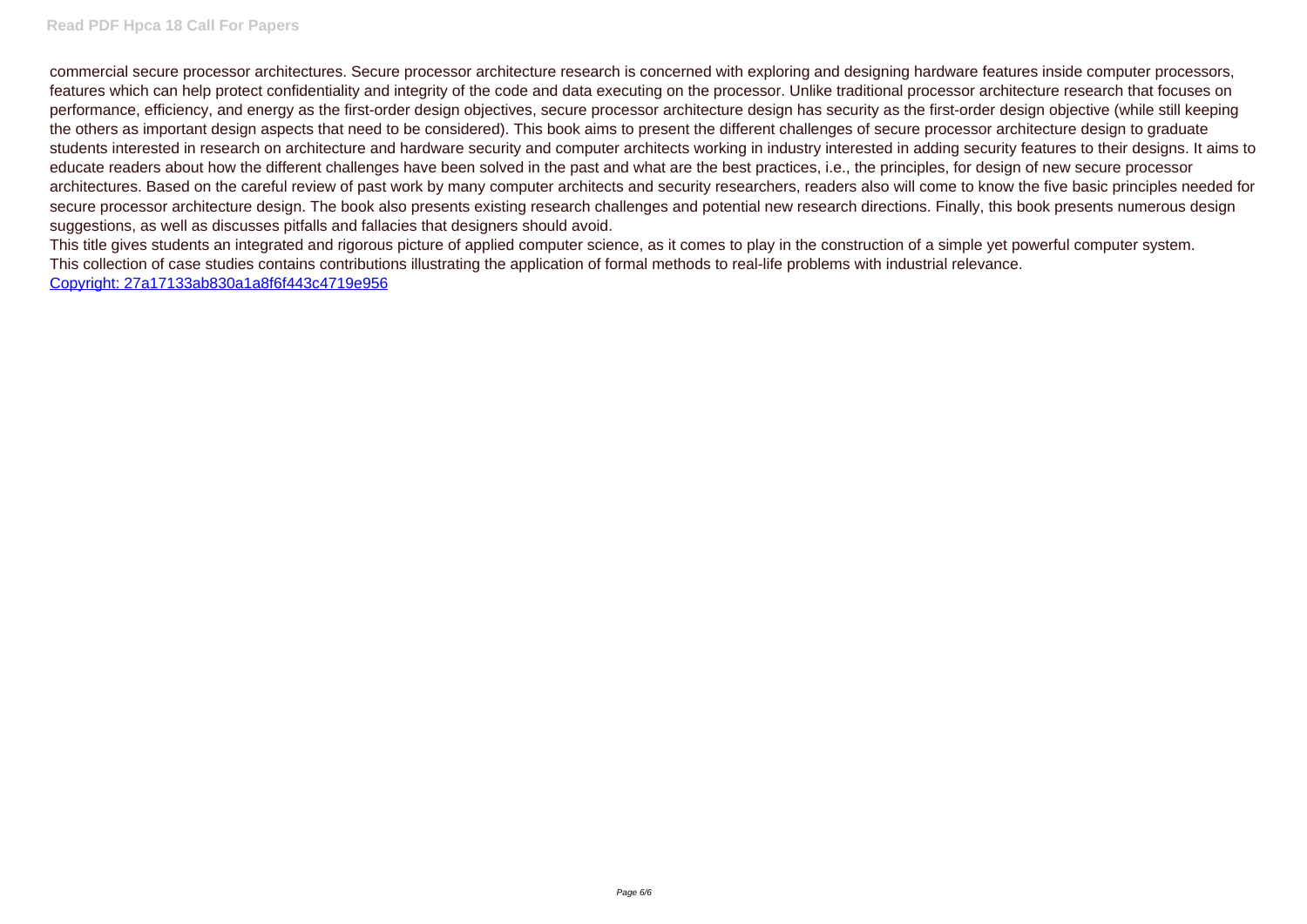commercial secure processor architectures. Secure processor architecture research is concerned with exploring and designing hardware features inside computer processors, features which can help protect confidentiality and integrity of the code and data executing on the processor. Unlike traditional processor architecture research that focuses on performance, efficiency, and energy as the first-order design objectives, secure processor architecture design has security as the first-order design objective (while still keeping the others as important design aspects that need to be considered). This book aims to present the different challenges of secure processor architecture design to graduate students interested in research on architecture and hardware security and computer architects working in industry interested in adding security features to their designs. It aims to educate readers about how the different challenges have been solved in the past and what are the best practices, i.e., the principles, for design of new secure processor architectures. Based on the careful review of past work by many computer architects and security researchers, readers also will come to know the five basic principles needed for secure processor architecture design. The book also presents existing research challenges and potential new research directions. Finally, this book presents numerous design suggestions, as well as discusses pitfalls and fallacies that designers should avoid.

This title gives students an integrated and rigorous picture of applied computer science, as it comes to play in the construction of a simple yet powerful computer system.

This collection of case studies contains contributions illustrating the application of formal methods to real-life problems with industrial relevance.

Copyright: 27a17133ab830a1a8f6f443c4719e956